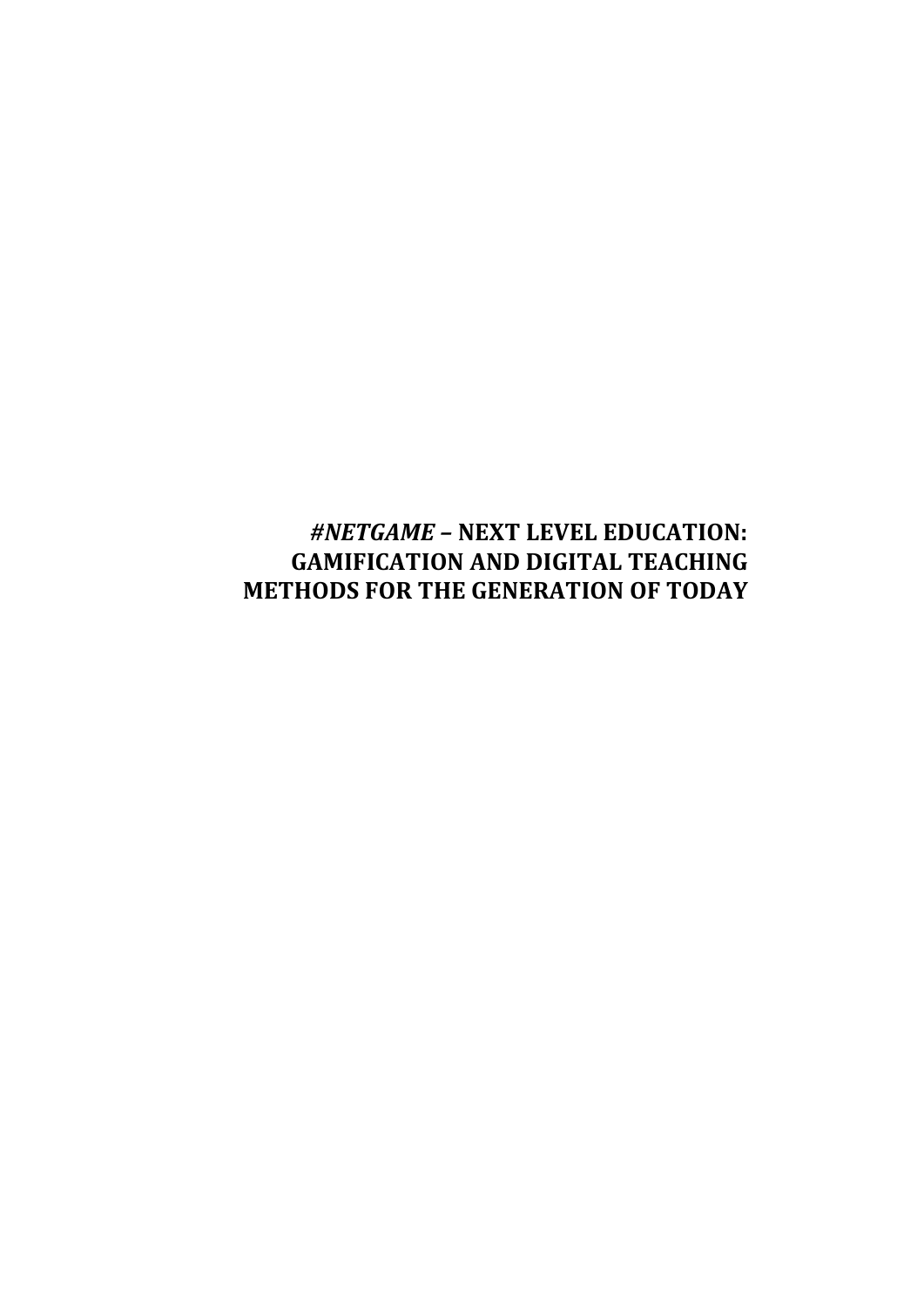# *#NETGAME* – NEXT LEVEL EDUCATION: GAMIFICATION AND DIGITAL TEACHING METHODS FOR THE GENERATION OF TODAY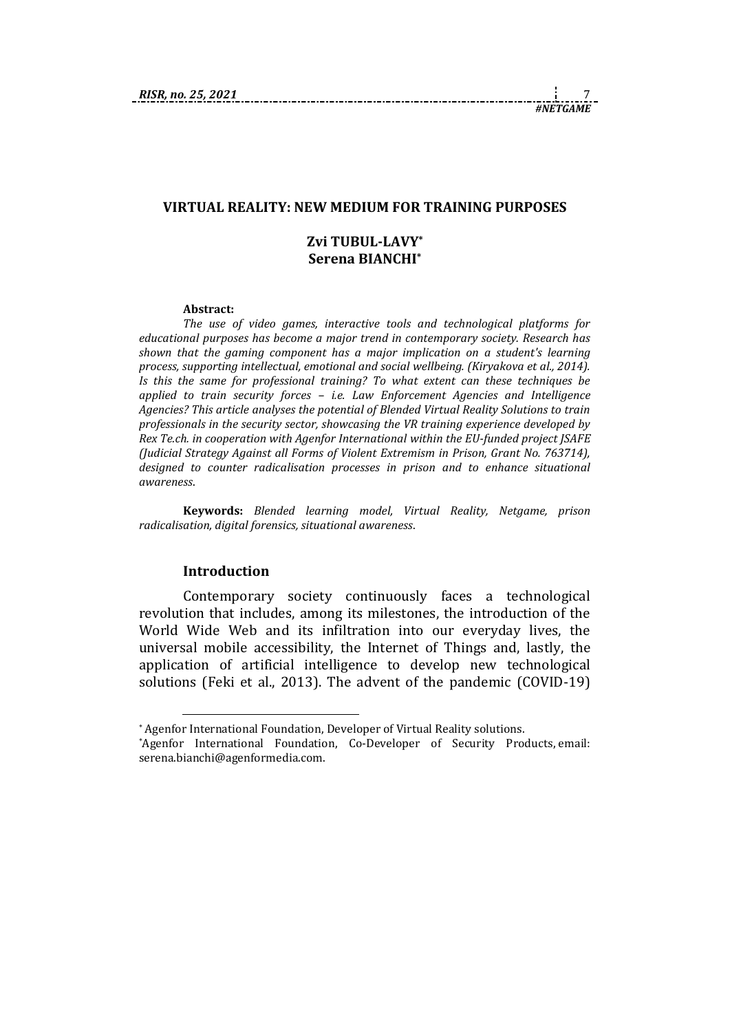## VIRTUAL REALITY: NEW MEDIUM FOR TRAINING PURPOSES

**Zvi TUBUL-LAVY***
**Serena BIANCHI***

**Abstract:**

*The use of video games, interactive tools and technological platforms for educational purposes has become a major trend in contemporary society. Research has shown that the gaming component has a major implication on a student's learning process, supporting intellectual, emotional and social wellbeing. (Kiryakova et al., 2014). Is this the same for professional training? To what extent can these techniques be applied to train security forces – i.e. Law Enforcement Agencies and Intelligence Agencies? This article analyses the potential of Blended Virtual Reality Solutions to train professionals in the security sector, showcasing the VR training experience developed by Rex Te.ch. in cooperation with Agenfor International within the EU-funded project JSAFE (Judicial Strategy Against all Forms of Violent Extremism in Prison, Grant No. 763714), designed to counter radicalisation processes in prison and to enhance situational awareness.*

**Keywords:** *Blended learning model, Virtual Reality, Netgame, prison radicalisation, digital forensics, situational awareness.*

### Introduction

Contemporary society continuously faces a technological revolution that includes, among its milestones, the introduction of the World Wide Web and its infiltration into our everyday lives, the universal mobile accessibility, the Internet of Things and, lastly, the application of artificial intelligence to develop new technological solutions (Feki et al., 2013). The advent of the pandemic (COVID-19)

---

\* Agenfor International Foundation, Developer of Virtual Reality solutions.

\*Agenfor International Foundation, Co-Developer of Security Products, email: serena.bianchi@agenformedia.com.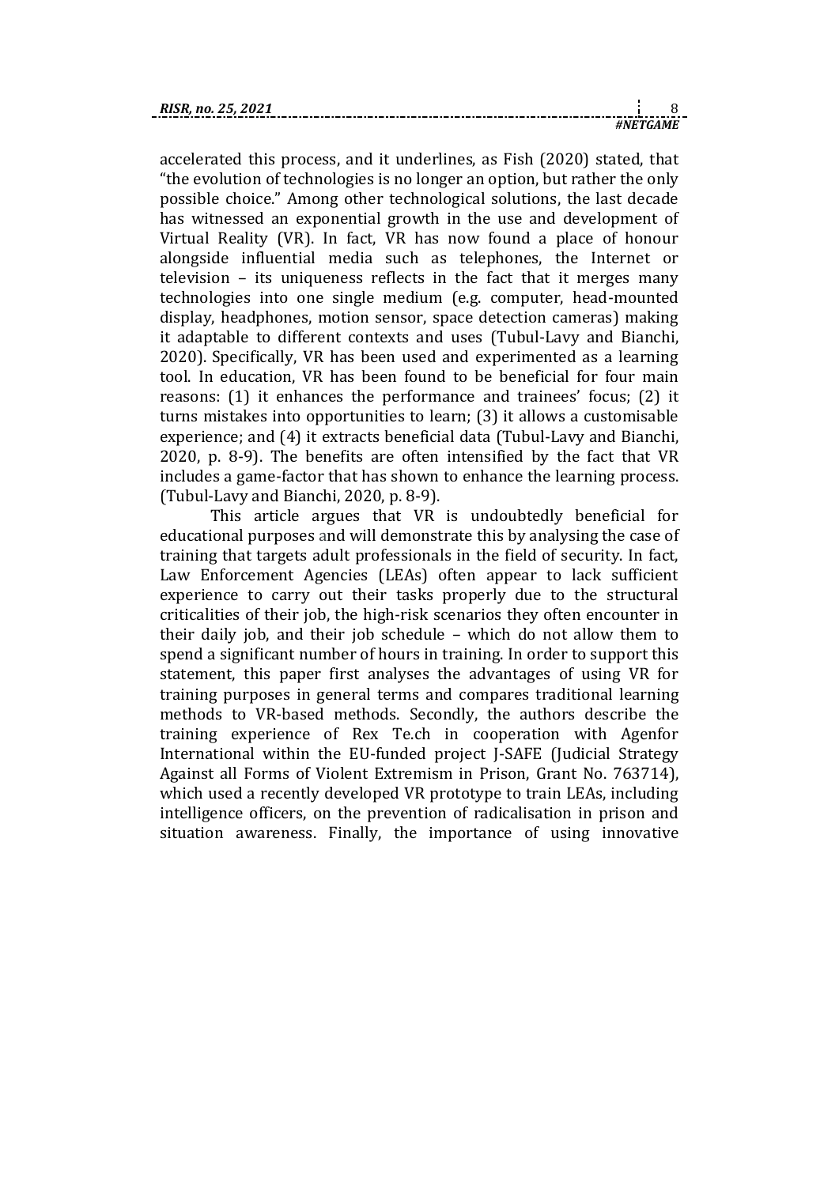accelerated this process, and it underlines, as Fish (2020) stated, that "the evolution of technologies is no longer an option, but rather the only possible choice." Among other technological solutions, the last decade has witnessed an exponential growth in the use and development of Virtual Reality (VR). In fact, VR has now found a place of honour alongside influential media such as telephones, the Internet or television – its uniqueness reflects in the fact that it merges many technologies into one single medium (e.g. computer, head-mounted display, headphones, motion sensor, space detection cameras) making it adaptable to different contexts and uses (Tubul-Lavy and Bianchi, 2020). Specifically, VR has been used and experimented as a learning tool. In education, VR has been found to be beneficial for four main reasons: (1) it enhances the performance and trainees' focus; (2) it turns mistakes into opportunities to learn; (3) it allows a customisable experience; and (4) it extracts beneficial data (Tubul-Lavy and Bianchi, 2020, p. 8-9). The benefits are often intensified by the fact that VR includes a game-factor that has shown to enhance the learning process. (Tubul-Lavy and Bianchi, 2020, p. 8-9).

This article argues that VR is undoubtedly beneficial for educational purposes and will demonstrate this by analysing the case of training that targets adult professionals in the field of security. In fact, Law Enforcement Agencies (LEAs) often appear to lack sufficient experience to carry out their tasks properly due to the structural criticalities of their job, the high-risk scenarios they often encounter in their daily job, and their job schedule – which do not allow them to spend a significant number of hours in training. In order to support this statement, this paper first analyses the advantages of using VR for training purposes in general terms and compares traditional learning methods to VR-based methods. Secondly, the authors describe the training experience of Rex Te.ch in cooperation with Agenfor International within the EU-funded project J-SAFE (Judicial Strategy Against all Forms of Violent Extremism in Prison, Grant No. 763714), which used a recently developed VR prototype to train LEAs, including intelligence officers, on the prevention of radicalisation in prison and situation awareness. Finally, the importance of using innovative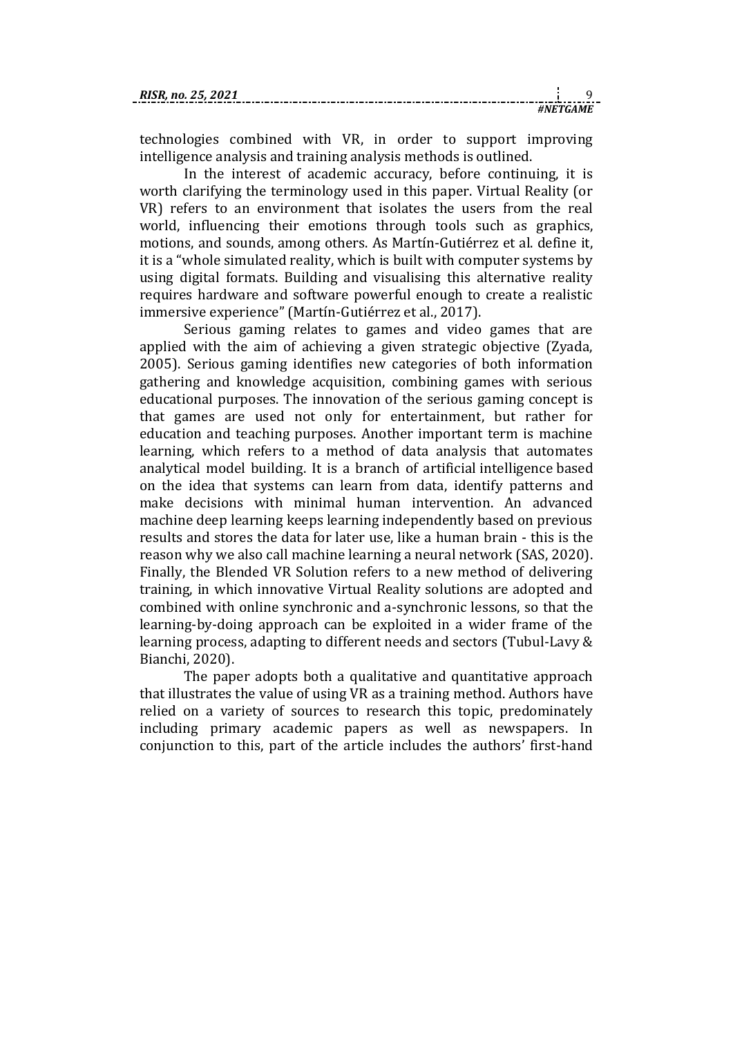technologies combined with VR, in order to support improving intelligence analysis and training analysis methods is outlined.

In the interest of academic accuracy, before continuing, it is worth clarifying the terminology used in this paper. Virtual Reality (or VR) refers to an environment that isolates the users from the real world, influencing their emotions through tools such as graphics, motions, and sounds, among others. As Martín-Gutiérrez et al. define it, it is a "whole simulated reality, which is built with computer systems by using digital formats. Building and visualising this alternative reality requires hardware and software powerful enough to create a realistic immersive experience" (Martín-Gutiérrez et al., 2017).

Serious gaming relates to games and video games that are applied with the aim of achieving a given strategic objective (Zyada, 2005). Serious gaming identifies new categories of both information gathering and knowledge acquisition, combining games with serious educational purposes. The innovation of the serious gaming concept is that games are used not only for entertainment, but rather for education and teaching purposes. Another important term is machine learning, which refers to a method of data analysis that automates analytical model building. It is a branch of artificial intelligence based on the idea that systems can learn from data, identify patterns and make decisions with minimal human intervention. An advanced machine deep learning keeps learning independently based on previous results and stores the data for later use, like a human brain - this is the reason why we also call machine learning a neural network (SAS, 2020). Finally, the Blended VR Solution refers to a new method of delivering training, in which innovative Virtual Reality solutions are adopted and combined with online synchronic and a-synchronic lessons, so that the learning-by-doing approach can be exploited in a wider frame of the learning process, adapting to different needs and sectors (Tubul-Lavy & Bianchi, 2020).

The paper adopts both a qualitative and quantitative approach that illustrates the value of using VR as a training method. Authors have relied on a variety of sources to research this topic, predominately including primary academic papers as well as newspapers. In conjunction to this, part of the article includes the authors' first-hand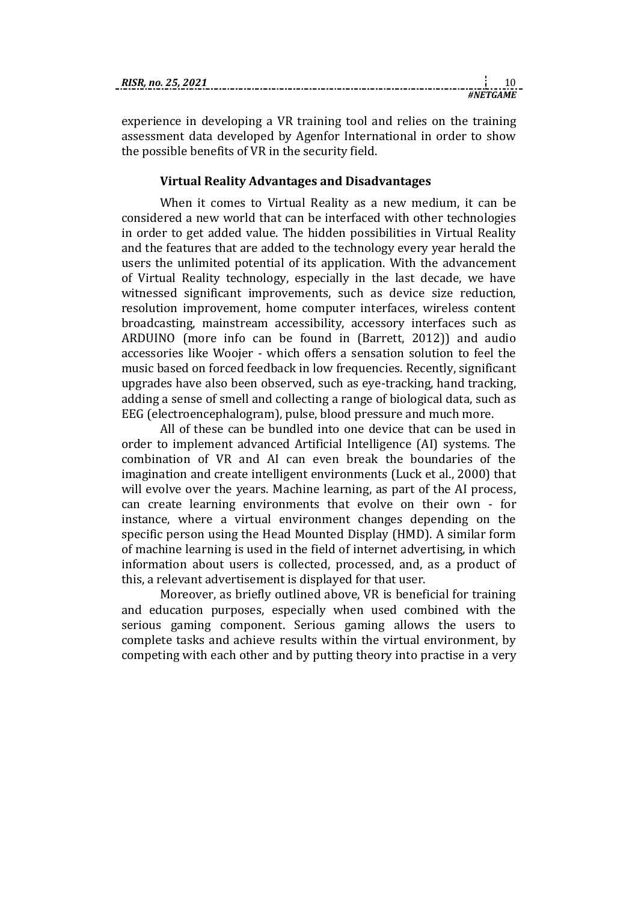experience in developing a VR training tool and relies on the training assessment data developed by Agenfor International in order to show the possible benefits of VR in the security field.

### Virtual Reality Advantages and Disadvantages

When it comes to Virtual Reality as a new medium, it can be considered a new world that can be interfaced with other technologies in order to get added value. The hidden possibilities in Virtual Reality and the features that are added to the technology every year herald the users the unlimited potential of its application. With the advancement of Virtual Reality technology, especially in the last decade, we have witnessed significant improvements, such as device size reduction, resolution improvement, home computer interfaces, wireless content broadcasting, mainstream accessibility, accessory interfaces such as ARDUINO (more info can be found in (Barrett, 2012)) and audio accessories like Woojer - which offers a sensation solution to feel the music based on forced feedback in low frequencies. Recently, significant upgrades have also been observed, such as eye-tracking, hand tracking, adding a sense of smell and collecting a range of biological data, such as EEG (electroencephalogram), pulse, blood pressure and much more.

All of these can be bundled into one device that can be used in order to implement advanced Artificial Intelligence (AI) systems. The combination of VR and AI can even break the boundaries of the imagination and create intelligent environments (Luck et al., 2000) that will evolve over the years. Machine learning, as part of the AI process, can create learning environments that evolve on their own - for instance, where a virtual environment changes depending on the specific person using the Head Mounted Display (HMD). A similar form of machine learning is used in the field of internet advertising, in which information about users is collected, processed, and, as a product of this, a relevant advertisement is displayed for that user.

Moreover, as briefly outlined above, VR is beneficial for training and education purposes, especially when used combined with the serious gaming component. Serious gaming allows the users to complete tasks and achieve results within the virtual environment, by competing with each other and by putting theory into practise in a very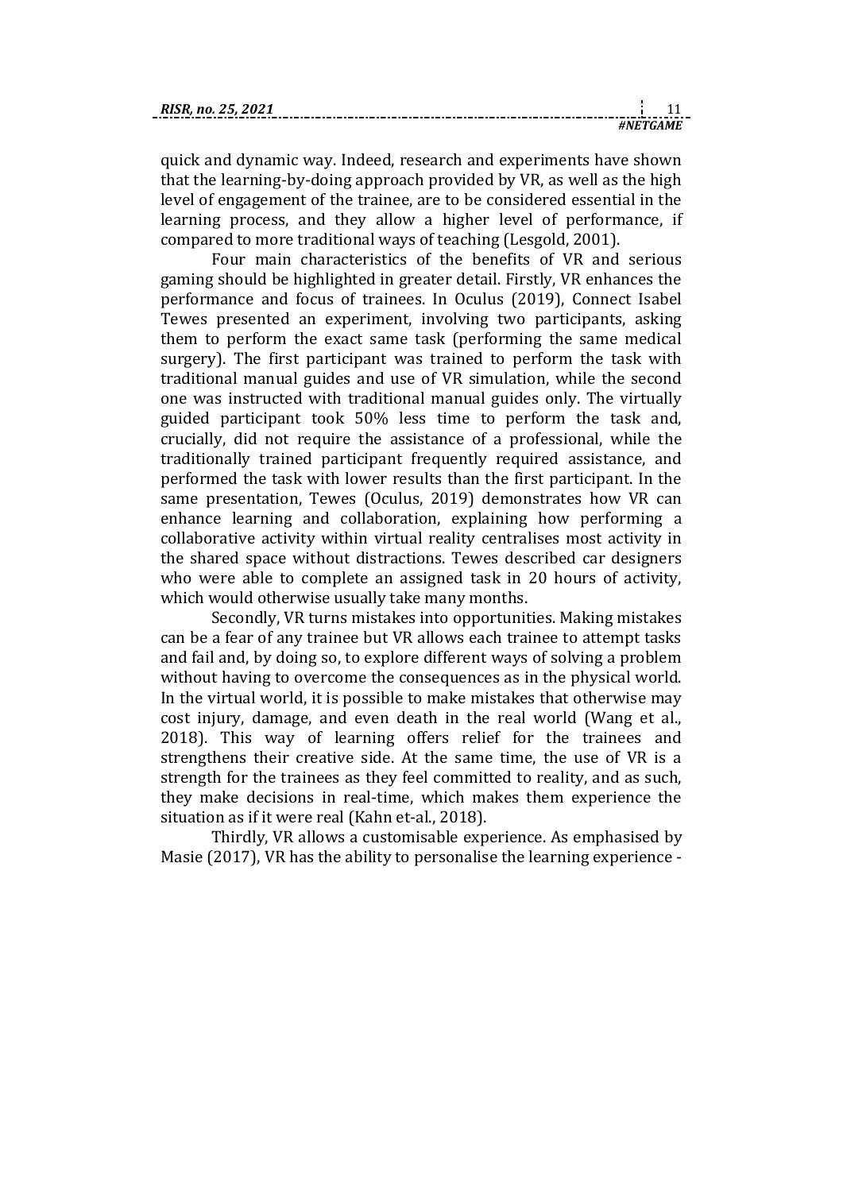quick and dynamic way. Indeed, research and experiments have shown that the learning-by-doing approach provided by VR, as well as the high level of engagement of the trainee, are to be considered essential in the learning process, and they allow a higher level of performance, if compared to more traditional ways of teaching (Lesgold, 2001).

Four main characteristics of the benefits of VR and serious gaming should be highlighted in greater detail. Firstly, VR enhances the performance and focus of trainees. In Oculus (2019), Connect Isabel Tewes presented an experiment, involving two participants, asking them to perform the exact same task (performing the same medical surgery). The first participant was trained to perform the task with traditional manual guides and use of VR simulation, while the second one was instructed with traditional manual guides only. The virtually guided participant took 50% less time to perform the task and, crucially, did not require the assistance of a professional, while the traditionally trained participant frequently required assistance, and performed the task with lower results than the first participant. In the same presentation, Tewes (Oculus, 2019) demonstrates how VR can enhance learning and collaboration, explaining how performing a collaborative activity within virtual reality centralises most activity in the shared space without distractions. Tewes described car designers who were able to complete an assigned task in 20 hours of activity, which would otherwise usually take many months.

Secondly, VR turns mistakes into opportunities. Making mistakes can be a fear of any trainee but VR allows each trainee to attempt tasks and fail and, by doing so, to explore different ways of solving a problem without having to overcome the consequences as in the physical world. In the virtual world, it is possible to make mistakes that otherwise may cost injury, damage, and even death in the real world (Wang et al., 2018). This way of learning offers relief for the trainees and strengthens their creative side. At the same time, the use of VR is a strength for the trainees as they feel committed to reality, and as such, they make decisions in real-time, which makes them experience the situation as if it were real (Kahn et-al., 2018).

Thirdly, VR allows a customisable experience. As emphasised by Masie (2017), VR has the ability to personalise the learning experience -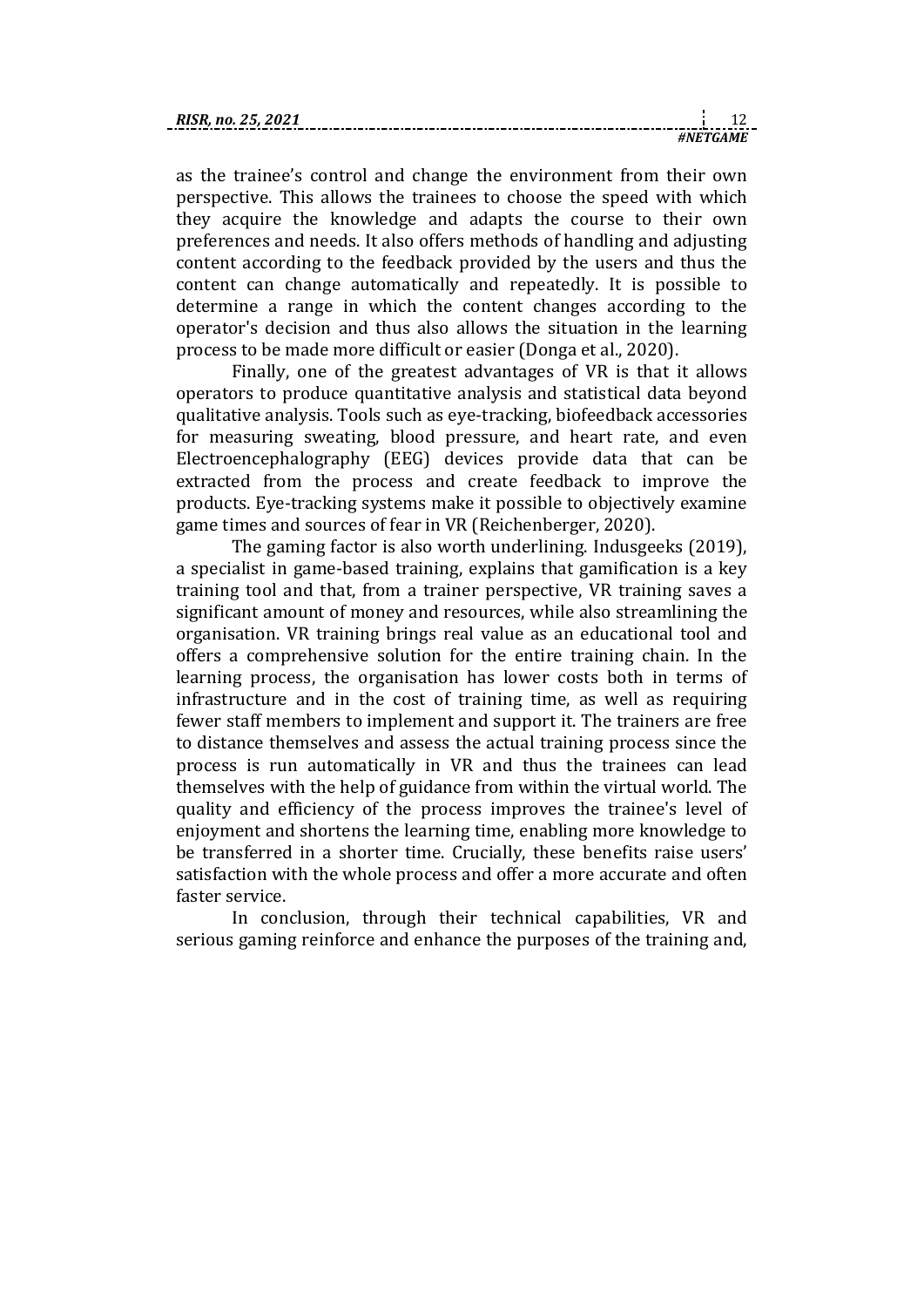as the trainee's control and change the environment from their own perspective. This allows the trainees to choose the speed with which they acquire the knowledge and adapts the course to their own preferences and needs. It also offers methods of handling and adjusting content according to the feedback provided by the users and thus the content can change automatically and repeatedly. It is possible to determine a range in which the content changes according to the operator's decision and thus also allows the situation in the learning process to be made more difficult or easier (Donga et al., 2020).

Finally, one of the greatest advantages of VR is that it allows operators to produce quantitative analysis and statistical data beyond qualitative analysis. Tools such as eye-tracking, biofeedback accessories for measuring sweating, blood pressure, and heart rate, and even Electroencephalography (EEG) devices provide data that can be extracted from the process and create feedback to improve the products. Eye-tracking systems make it possible to objectively examine game times and sources of fear in VR (Reichenberger, 2020).

The gaming factor is also worth underlining. Indusgeeks (2019), a specialist in game-based training, explains that gamification is a key training tool and that, from a trainer perspective, VR training saves a significant amount of money and resources, while also streamlining the organisation. VR training brings real value as an educational tool and offers a comprehensive solution for the entire training chain. In the learning process, the organisation has lower costs both in terms of infrastructure and in the cost of training time, as well as requiring fewer staff members to implement and support it. The trainers are free to distance themselves and assess the actual training process since the process is run automatically in VR and thus the trainees can lead themselves with the help of guidance from within the virtual world. The quality and efficiency of the process improves the trainee's level of enjoyment and shortens the learning time, enabling more knowledge to be transferred in a shorter time. Crucially, these benefits raise users' satisfaction with the whole process and offer a more accurate and often faster service.

In conclusion, through their technical capabilities, VR and serious gaming reinforce and enhance the purposes of the training and,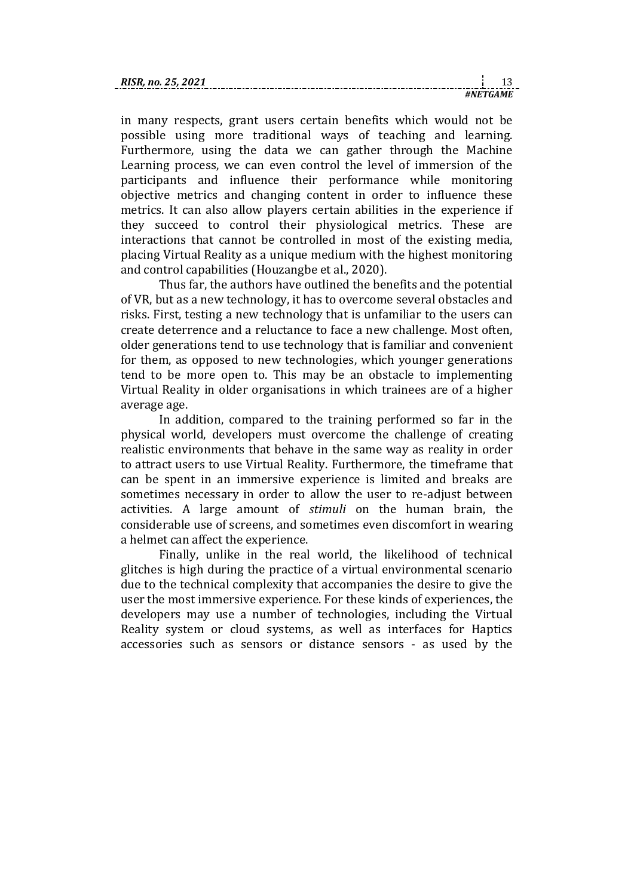in many respects, grant users certain benefits which would not be possible using more traditional ways of teaching and learning. Furthermore, using the data we can gather through the Machine Learning process, we can even control the level of immersion of the participants and influence their performance while monitoring objective metrics and changing content in order to influence these metrics. It can also allow players certain abilities in the experience if they succeed to control their physiological metrics. These are interactions that cannot be controlled in most of the existing media, placing Virtual Reality as a unique medium with the highest monitoring and control capabilities (Houzangbe et al., 2020).

Thus far, the authors have outlined the benefits and the potential of VR, but as a new technology, it has to overcome several obstacles and risks. First, testing a new technology that is unfamiliar to the users can create deterrence and a reluctance to face a new challenge. Most often, older generations tend to use technology that is familiar and convenient for them, as opposed to new technologies, which younger generations tend to be more open to. This may be an obstacle to implementing Virtual Reality in older organisations in which trainees are of a higher average age.

In addition, compared to the training performed so far in the physical world, developers must overcome the challenge of creating realistic environments that behave in the same way as reality in order to attract users to use Virtual Reality. Furthermore, the timeframe that can be spent in an immersive experience is limited and breaks are sometimes necessary in order to allow the user to re-adjust between activities. A large amount of *stimuli* on the human brain, the considerable use of screens, and sometimes even discomfort in wearing a helmet can affect the experience.

Finally, unlike in the real world, the likelihood of technical glitches is high during the practice of a virtual environmental scenario due to the technical complexity that accompanies the desire to give the user the most immersive experience. For these kinds of experiences, the developers may use a number of technologies, including the Virtual Reality system or cloud systems, as well as interfaces for Haptics accessories such as sensors or distance sensors - as used by the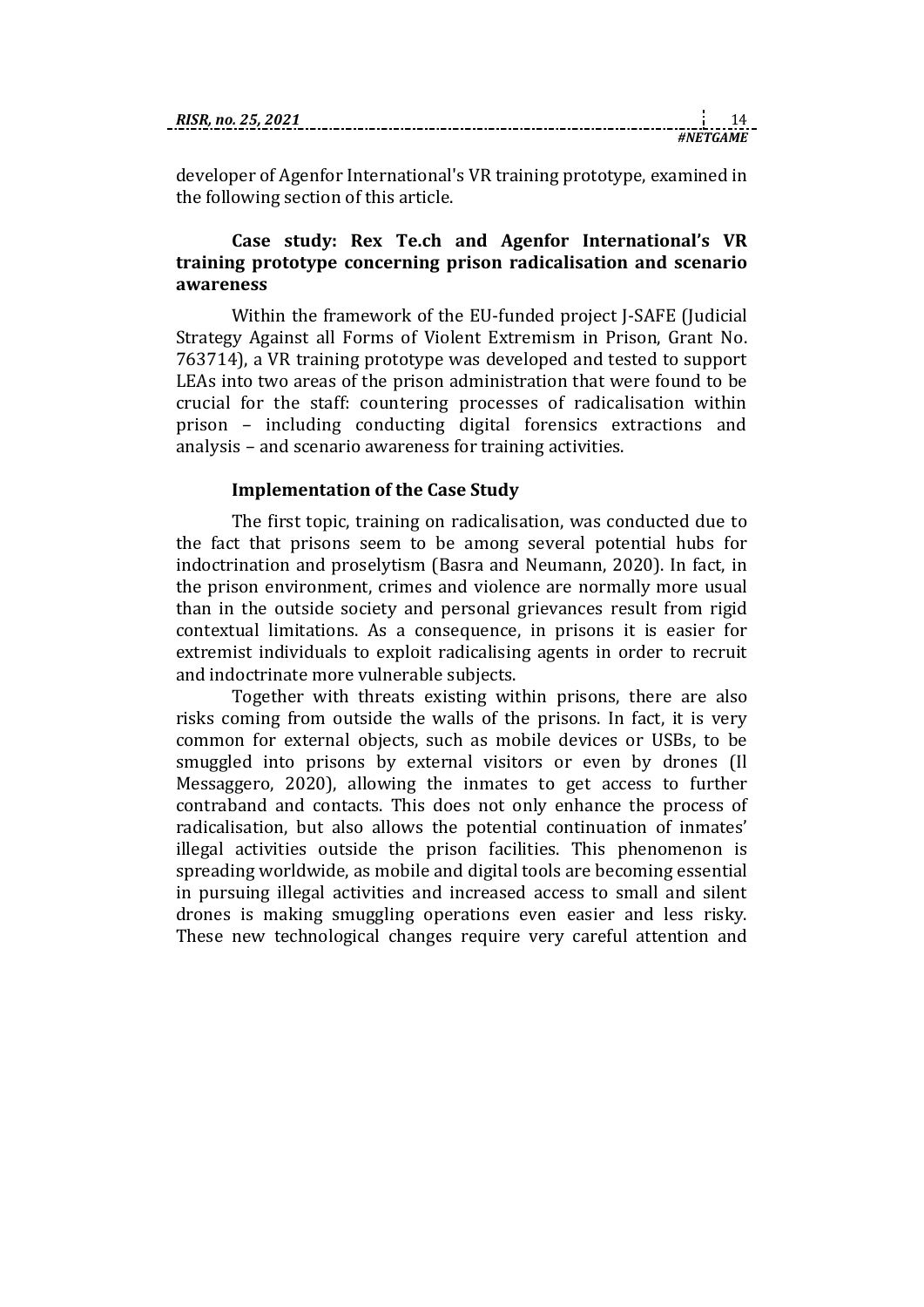developer of Agenfor International's VR training prototype, examined in the following section of this article.

### Case study: Rex Te.ch and Agenfor International's VR training prototype concerning prison radicalisation and scenario awareness

Within the framework of the EU-funded project J-SAFE (Judicial Strategy Against all Forms of Violent Extremism in Prison, Grant No. 763714), a VR training prototype was developed and tested to support LEAs into two areas of the prison administration that were found to be crucial for the staff: countering processes of radicalisation within prison – including conducting digital forensics extractions and analysis – and scenario awareness for training activities.

#### Implementation of the Case Study

The first topic, training on radicalisation, was conducted due to the fact that prisons seem to be among several potential hubs for indoctrination and proselytism (Basra and Neumann, 2020). In fact, in the prison environment, crimes and violence are normally more usual than in the outside society and personal grievances result from rigid contextual limitations. As a consequence, in prisons it is easier for extremist individuals to exploit radicalising agents in order to recruit and indoctrinate more vulnerable subjects.

Together with threats existing within prisons, there are also risks coming from outside the walls of the prisons. In fact, it is very common for external objects, such as mobile devices or USBs, to be smuggled into prisons by external visitors or even by drones (Il Messaggero, 2020), allowing the inmates to get access to further contraband and contacts. This does not only enhance the process of radicalisation, but also allows the potential continuation of inmates' illegal activities outside the prison facilities. This phenomenon is spreading worldwide, as mobile and digital tools are becoming essential in pursuing illegal activities and increased access to small and silent drones is making smuggling operations even easier and less risky. These new technological changes require very careful attention and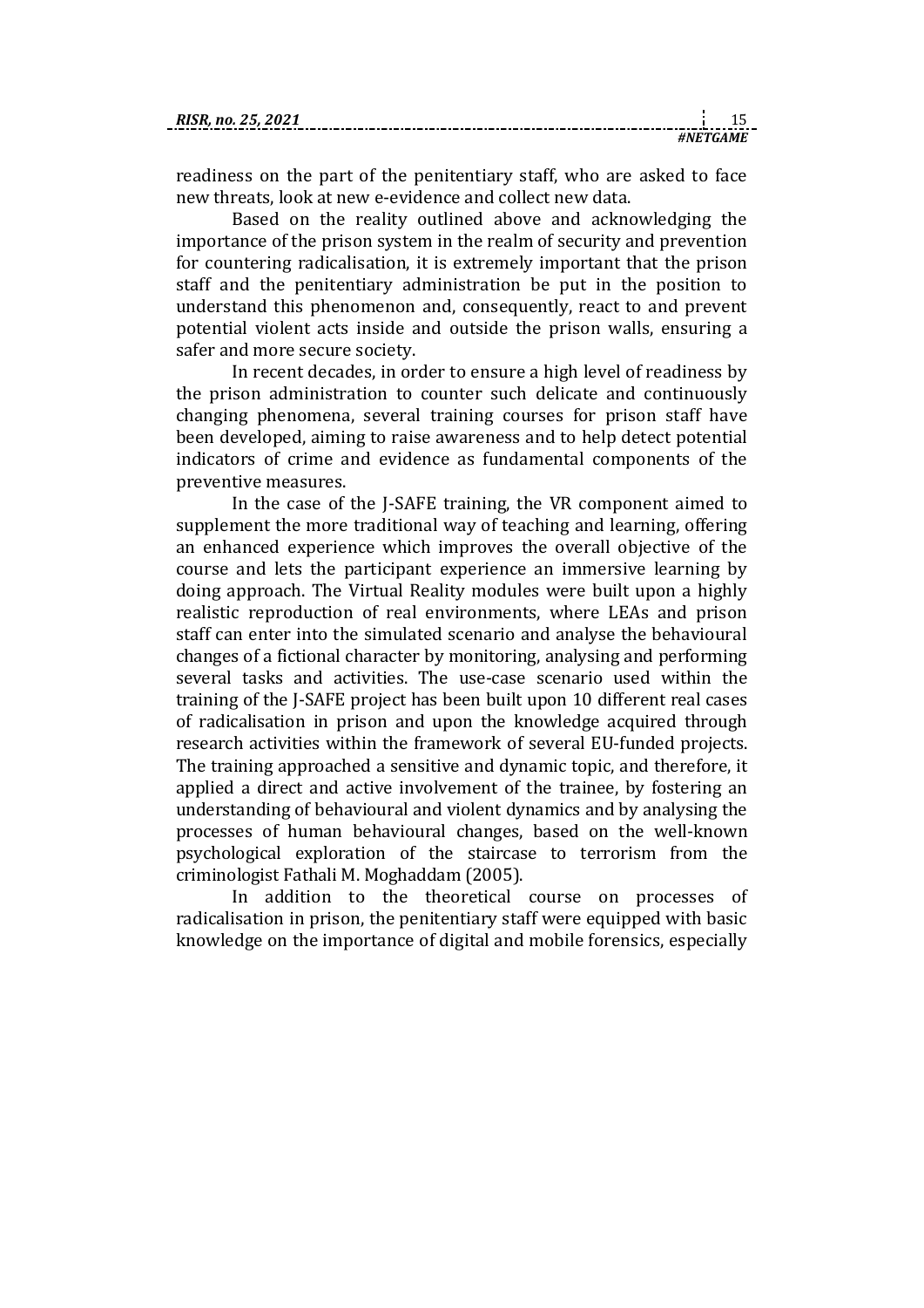readiness on the part of the penitentiary staff, who are asked to face new threats, look at new e-evidence and collect new data.

Based on the reality outlined above and acknowledging the importance of the prison system in the realm of security and prevention for countering radicalisation, it is extremely important that the prison staff and the penitentiary administration be put in the position to understand this phenomenon and, consequently, react to and prevent potential violent acts inside and outside the prison walls, ensuring a safer and more secure society.

In recent decades, in order to ensure a high level of readiness by the prison administration to counter such delicate and continuously changing phenomena, several training courses for prison staff have been developed, aiming to raise awareness and to help detect potential indicators of crime and evidence as fundamental components of the preventive measures.

In the case of the J-SAFE training, the VR component aimed to supplement the more traditional way of teaching and learning, offering an enhanced experience which improves the overall objective of the course and lets the participant experience an immersive learning by doing approach. The Virtual Reality modules were built upon a highly realistic reproduction of real environments, where LEAs and prison staff can enter into the simulated scenario and analyse the behavioural changes of a fictional character by monitoring, analysing and performing several tasks and activities. The use-case scenario used within the training of the J-SAFE project has been built upon 10 different real cases of radicalisation in prison and upon the knowledge acquired through research activities within the framework of several EU-funded projects. The training approached a sensitive and dynamic topic, and therefore, it applied a direct and active involvement of the trainee, by fostering an understanding of behavioural and violent dynamics and by analysing the processes of human behavioural changes, based on the well-known psychological exploration of the staircase to terrorism from the criminologist Fathali M. Moghaddam (2005).

In addition to the theoretical course on processes of radicalisation in prison, the penitentiary staff were equipped with basic knowledge on the importance of digital and mobile forensics, especially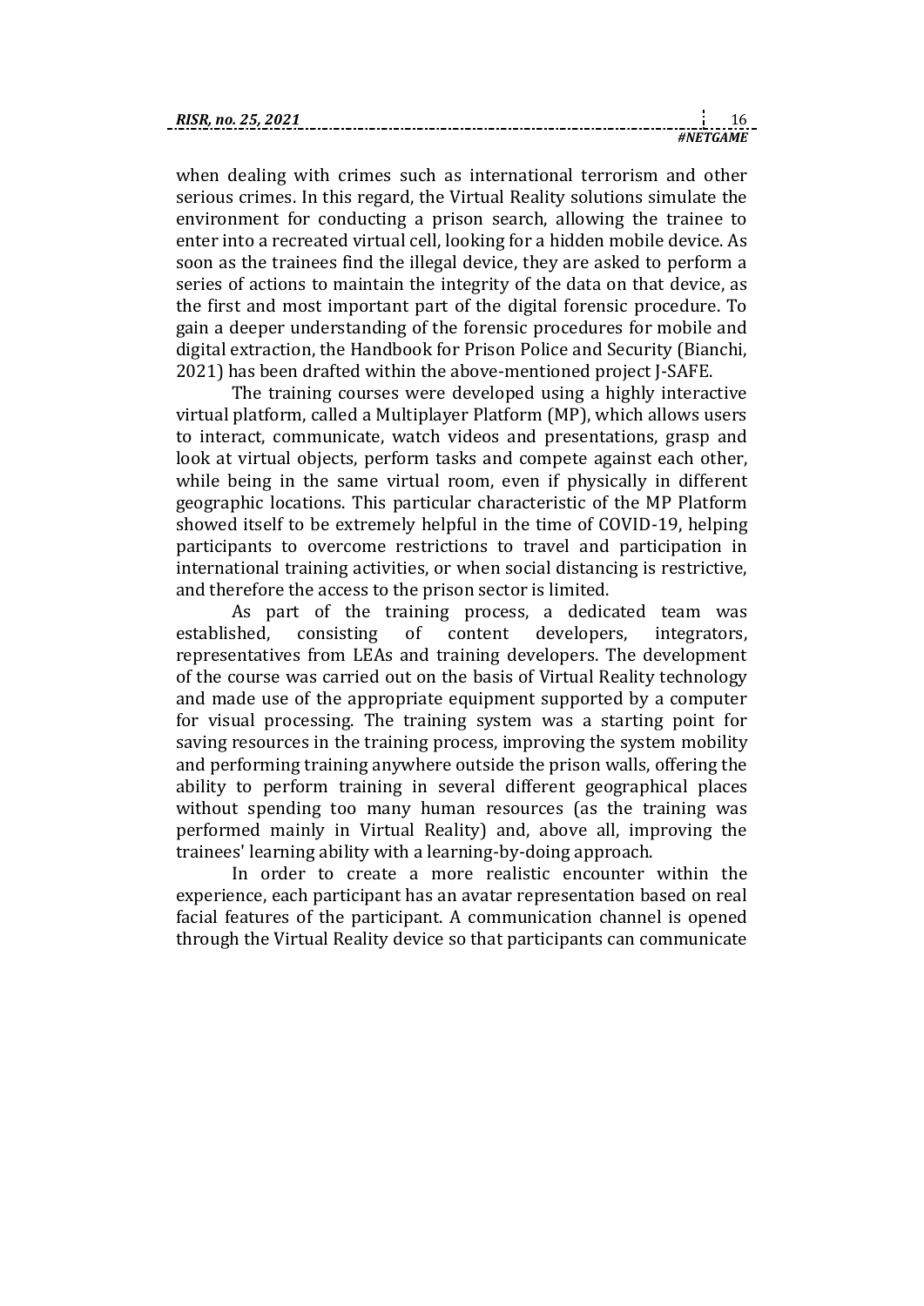when dealing with crimes such as international terrorism and other serious crimes. In this regard, the Virtual Reality solutions simulate the environment for conducting a prison search, allowing the trainee to enter into a recreated virtual cell, looking for a hidden mobile device. As soon as the trainees find the illegal device, they are asked to perform a series of actions to maintain the integrity of the data on that device, as the first and most important part of the digital forensic procedure. To gain a deeper understanding of the forensic procedures for mobile and digital extraction, the Handbook for Prison Police and Security (Bianchi, 2021) has been drafted within the above-mentioned project J-SAFE.

The training courses were developed using a highly interactive virtual platform, called a Multiplayer Platform (MP), which allows users to interact, communicate, watch videos and presentations, grasp and look at virtual objects, perform tasks and compete against each other, while being in the same virtual room, even if physically in different geographic locations. This particular characteristic of the MP Platform showed itself to be extremely helpful in the time of COVID-19, helping participants to overcome restrictions to travel and participation in international training activities, or when social distancing is restrictive, and therefore the access to the prison sector is limited.

As part of the training process, a dedicated team was established, consisting of content developers, integrators, representatives from LEAs and training developers. The development of the course was carried out on the basis of Virtual Reality technology and made use of the appropriate equipment supported by a computer for visual processing. The training system was a starting point for saving resources in the training process, improving the system mobility and performing training anywhere outside the prison walls, offering the ability to perform training in several different geographical places without spending too many human resources (as the training was performed mainly in Virtual Reality) and, above all, improving the trainees' learning ability with a learning-by-doing approach.

In order to create a more realistic encounter within the experience, each participant has an avatar representation based on real facial features of the participant. A communication channel is opened through the Virtual Reality device so that participants can communicate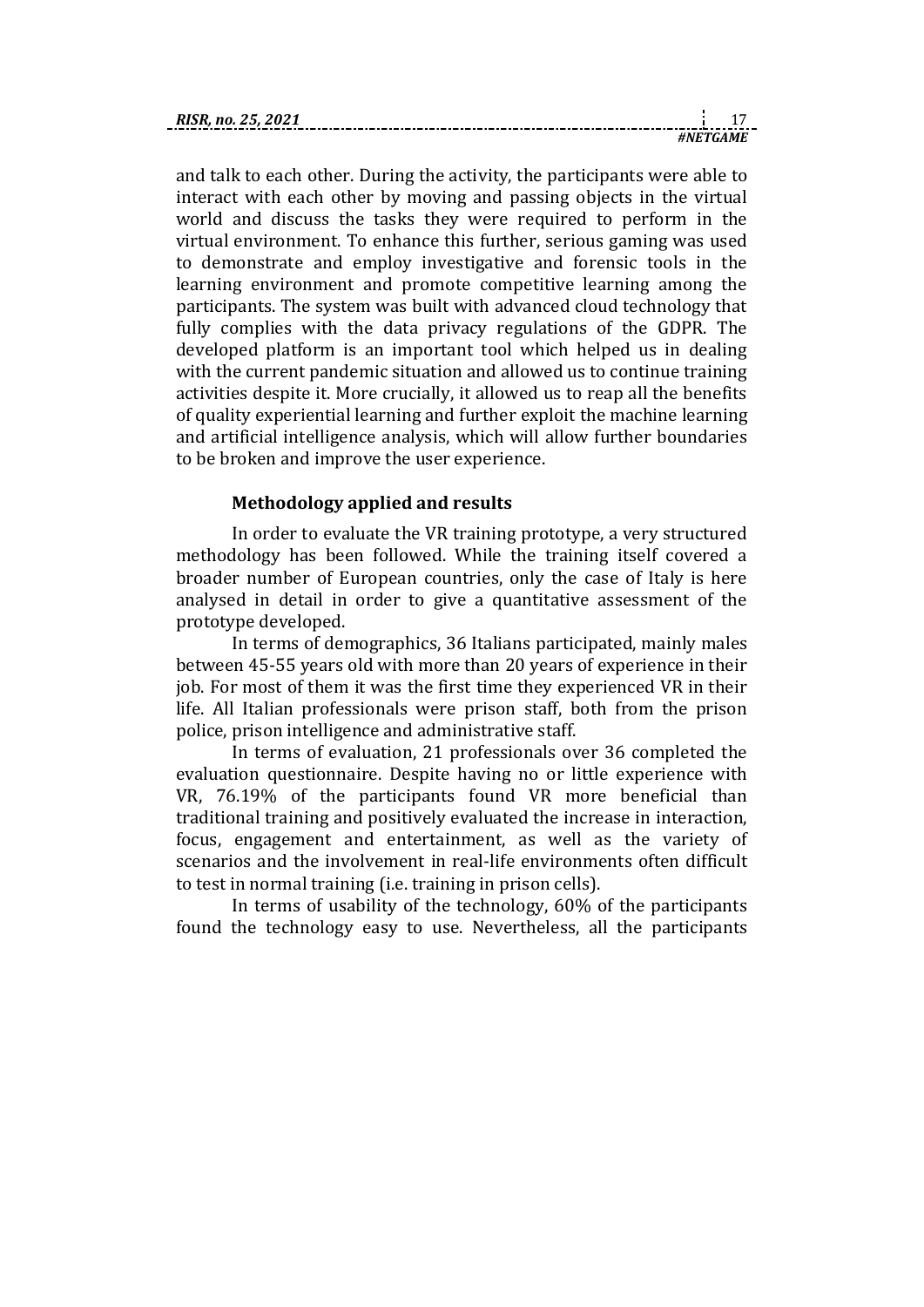and talk to each other. During the activity, the participants were able to interact with each other by moving and passing objects in the virtual world and discuss the tasks they were required to perform in the virtual environment. To enhance this further, serious gaming was used to demonstrate and employ investigative and forensic tools in the learning environment and promote competitive learning among the participants. The system was built with advanced cloud technology that fully complies with the data privacy regulations of the GDPR. The developed platform is an important tool which helped us in dealing with the current pandemic situation and allowed us to continue training activities despite it. More crucially, it allowed us to reap all the benefits of quality experiential learning and further exploit the machine learning and artificial intelligence analysis, which will allow further boundaries to be broken and improve the user experience.

### Methodology applied and results

In order to evaluate the VR training prototype, a very structured methodology has been followed. While the training itself covered a broader number of European countries, only the case of Italy is here analysed in detail in order to give a quantitative assessment of the prototype developed.

In terms of demographics, 36 Italians participated, mainly males between 45-55 years old with more than 20 years of experience in their job. For most of them it was the first time they experienced VR in their life. All Italian professionals were prison staff, both from the prison police, prison intelligence and administrative staff.

In terms of evaluation, 21 professionals over 36 completed the evaluation questionnaire. Despite having no or little experience with VR, 76.19% of the participants found VR more beneficial than traditional training and positively evaluated the increase in interaction, focus, engagement and entertainment, as well as the variety of scenarios and the involvement in real-life environments often difficult to test in normal training (i.e. training in prison cells).

In terms of usability of the technology, 60% of the participants found the technology easy to use. Nevertheless, all the participants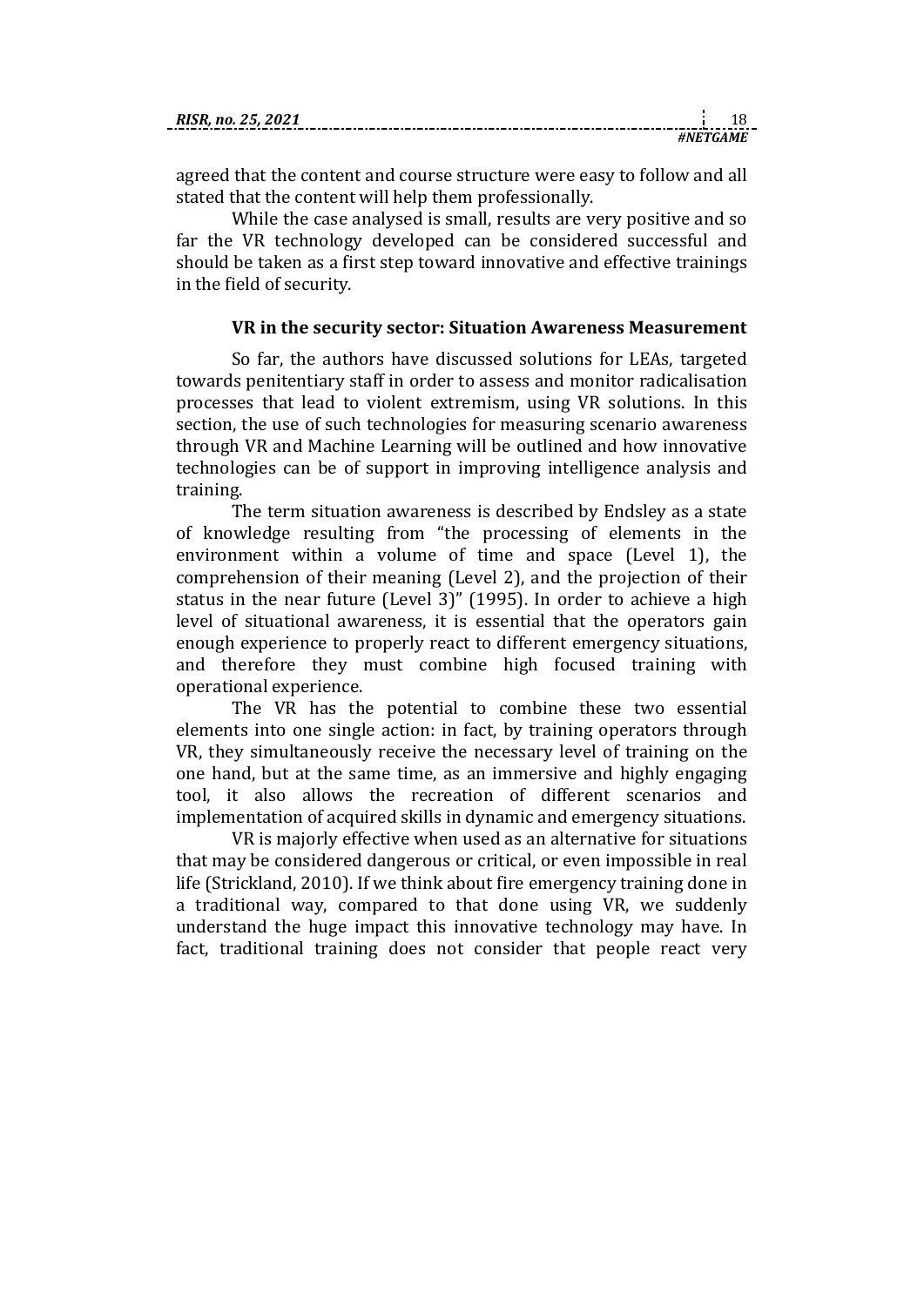agreed that the content and course structure were easy to follow and all stated that the content will help them professionally.

While the case analysed is small, results are very positive and so far the VR technology developed can be considered successful and should be taken as a first step toward innovative and effective trainings in the field of security.

### VR in the security sector: Situation Awareness Measurement

So far, the authors have discussed solutions for LEAs, targeted towards penitentiary staff in order to assess and monitor radicalisation processes that lead to violent extremism, using VR solutions. In this section, the use of such technologies for measuring scenario awareness through VR and Machine Learning will be outlined and how innovative technologies can be of support in improving intelligence analysis and training.

The term situation awareness is described by Endsley as a state of knowledge resulting from "the processing of elements in the environment within a volume of time and space (Level 1), the comprehension of their meaning (Level 2), and the projection of their status in the near future (Level 3)" (1995). In order to achieve a high level of situational awareness, it is essential that the operators gain enough experience to properly react to different emergency situations, and therefore they must combine high focused training with operational experience.

The VR has the potential to combine these two essential elements into one single action: in fact, by training operators through VR, they simultaneously receive the necessary level of training on the one hand, but at the same time, as an immersive and highly engaging tool, it also allows the recreation of different scenarios and implementation of acquired skills in dynamic and emergency situations.

VR is majorly effective when used as an alternative for situations that may be considered dangerous or critical, or even impossible in real life (Strickland, 2010). If we think about fire emergency training done in a traditional way, compared to that done using VR, we suddenly understand the huge impact this innovative technology may have. In fact, traditional training does not consider that people react very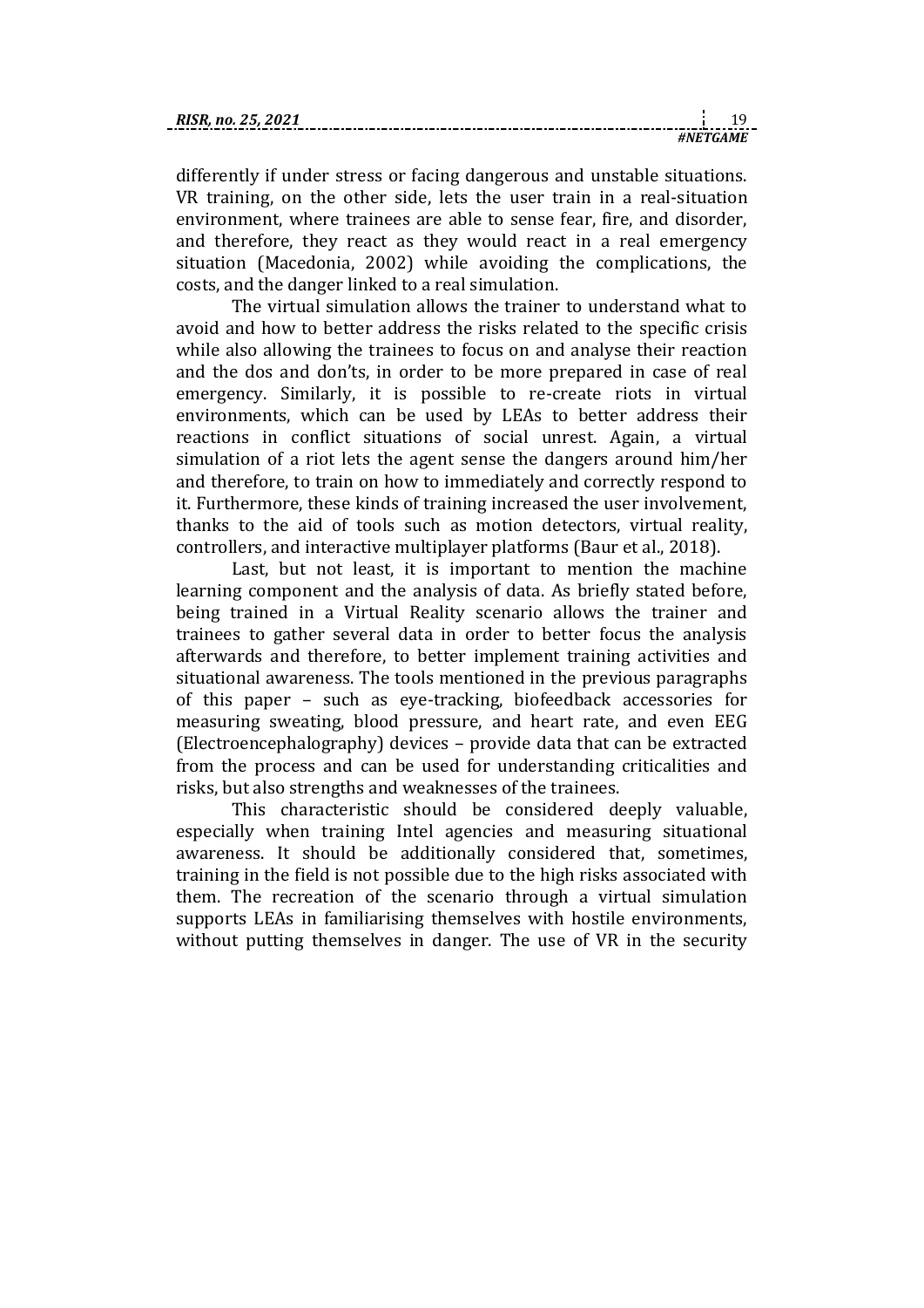differently if under stress or facing dangerous and unstable situations. VR training, on the other side, lets the user train in a real-situation environment, where trainees are able to sense fear, fire, and disorder, and therefore, they react as they would react in a real emergency situation (Macedonia, 2002) while avoiding the complications, the costs, and the danger linked to a real simulation.

The virtual simulation allows the trainer to understand what to avoid and how to better address the risks related to the specific crisis while also allowing the trainees to focus on and analyse their reaction and the dos and don'ts, in order to be more prepared in case of real emergency. Similarly, it is possible to re-create riots in virtual environments, which can be used by LEAs to better address their reactions in conflict situations of social unrest. Again, a virtual simulation of a riot lets the agent sense the dangers around him/her and therefore, to train on how to immediately and correctly respond to it. Furthermore, these kinds of training increased the user involvement, thanks to the aid of tools such as motion detectors, virtual reality, controllers, and interactive multiplayer platforms (Baur et al., 2018).

Last, but not least, it is important to mention the machine learning component and the analysis of data. As briefly stated before, being trained in a Virtual Reality scenario allows the trainer and trainees to gather several data in order to better focus the analysis afterwards and therefore, to better implement training activities and situational awareness. The tools mentioned in the previous paragraphs of this paper – such as eye-tracking, biofeedback accessories for measuring sweating, blood pressure, and heart rate, and even EEG (Electroencephalography) devices – provide data that can be extracted from the process and can be used for understanding criticalities and risks, but also strengths and weaknesses of the trainees.

This characteristic should be considered deeply valuable, especially when training Intel agencies and measuring situational awareness. It should be additionally considered that, sometimes, training in the field is not possible due to the high risks associated with them. The recreation of the scenario through a virtual simulation supports LEAs in familiarising themselves with hostile environments, without putting themselves in danger. The use of VR in the security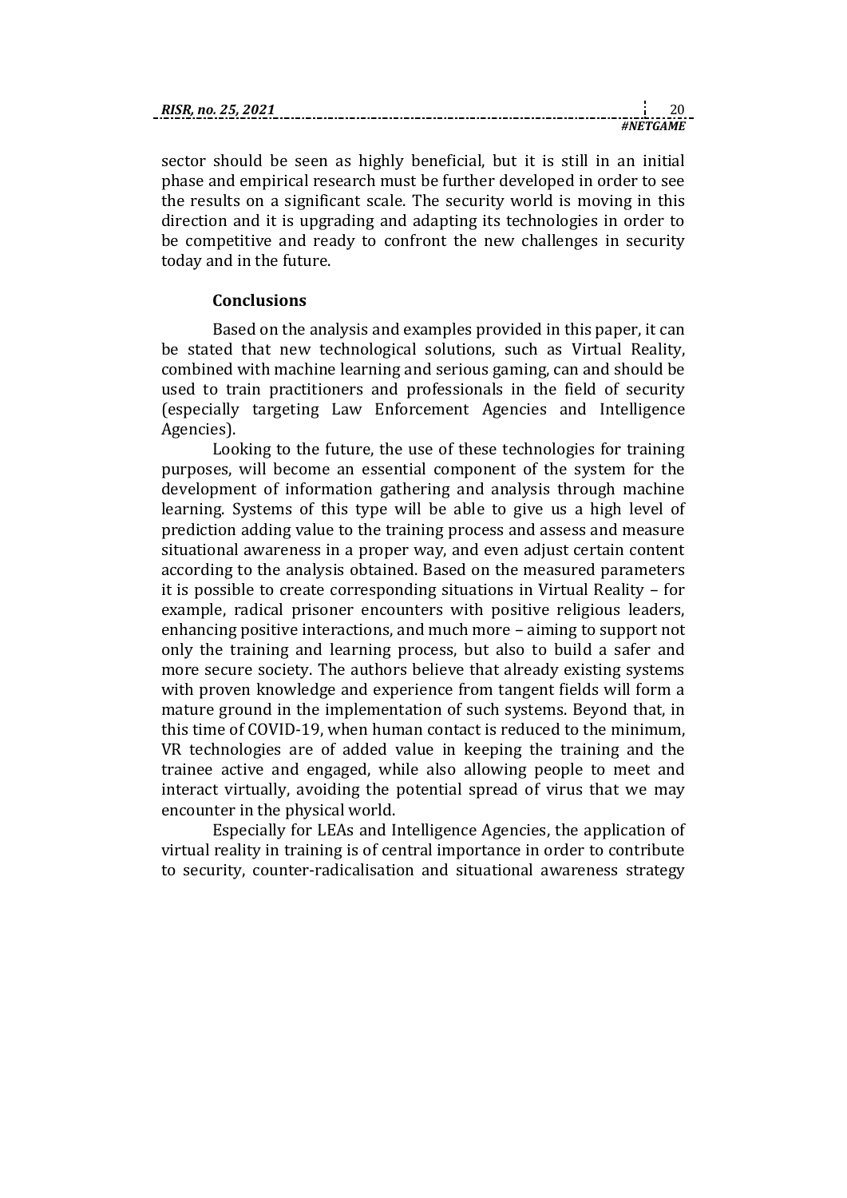sector should be seen as highly beneficial, but it is still in an initial phase and empirical research must be further developed in order to see the results on a significant scale. The security world is moving in this direction and it is upgrading and adapting its technologies in order to be competitive and ready to confront the new challenges in security today and in the future.

## Conclusions

Based on the analysis and examples provided in this paper, it can be stated that new technological solutions, such as Virtual Reality, combined with machine learning and serious gaming, can and should be used to train practitioners and professionals in the field of security (especially targeting Law Enforcement Agencies and Intelligence Agencies).

Looking to the future, the use of these technologies for training purposes, will become an essential component of the system for the development of information gathering and analysis through machine learning. Systems of this type will be able to give us a high level of prediction adding value to the training process and assess and measure situational awareness in a proper way, and even adjust certain content according to the analysis obtained. Based on the measured parameters it is possible to create corresponding situations in Virtual Reality – for example, radical prisoner encounters with positive religious leaders, enhancing positive interactions, and much more – aiming to support not only the training and learning process, but also to build a safer and more secure society. The authors believe that already existing systems with proven knowledge and experience from tangent fields will form a mature ground in the implementation of such systems. Beyond that, in this time of COVID-19, when human contact is reduced to the minimum, VR technologies are of added value in keeping the training and the trainee active and engaged, while also allowing people to meet and interact virtually, avoiding the potential spread of virus that we may encounter in the physical world.

Especially for LEAs and Intelligence Agencies, the application of virtual reality in training is of central importance in order to contribute to security, counter-radicalisation and situational awareness strategy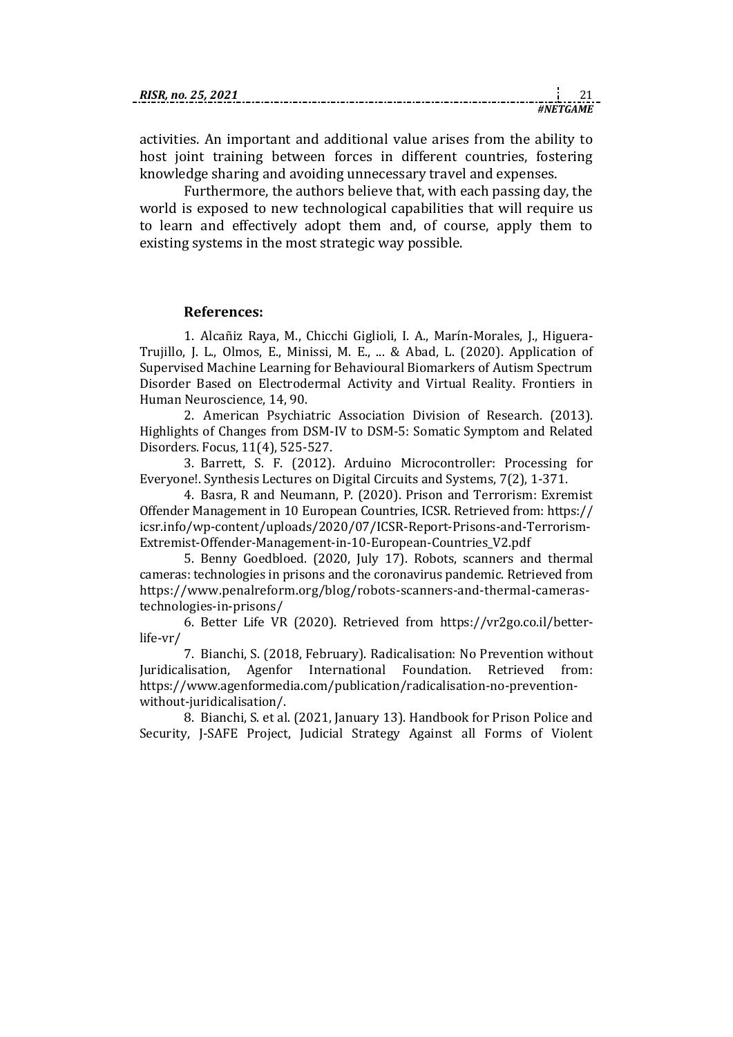activities. An important and additional value arises from the ability to host joint training between forces in different countries, fostering knowledge sharing and avoiding unnecessary travel and expenses.

Furthermore, the authors believe that, with each passing day, the world is exposed to new technological capabilities that will require us to learn and effectively adopt them and, of course, apply them to existing systems in the most strategic way possible.

**References:**

1. Alcañiz Raya, M., Chicchi Giglioli, I. A., Marín-Morales, J., Higuera-Trujillo, J. L., Olmos, E., Minissi, M. E., ... & Abad, L. (2020). Application of Supervised Machine Learning for Behavioural Biomarkers of Autism Spectrum Disorder Based on Electrodermal Activity and Virtual Reality. Frontiers in Human Neuroscience, 14, 90.

2. American Psychiatric Association Division of Research. (2013). Highlights of Changes from DSM-IV to DSM-5: Somatic Symptom and Related Disorders. Focus, 11(4), 525-527.

3. Barrett, S. F. (2012). Arduino Microcontroller: Processing for Everyone!. Synthesis Lectures on Digital Circuits and Systems, 7(2), 1-371.

4. Basra, R and Neumann, P. (2020). Prison and Terrorism: Exremist Offender Management in 10 European Countries, ICSR. Retrieved from: https://icsr.info/wp-content/uploads/2020/07/ICSR-Report-Prisons-and-Terrorism-Extremist-Offender-Management-in-10-European-Countries_V2.pdf

5. Benny Goedbloed. (2020, July 17). Robots, scanners and thermal cameras: technologies in prisons and the coronavirus pandemic. Retrieved from https://www.penalreform.org/blog/robots-scanners-and-thermal-cameras-technologies-in-prisons/

6. Better Life VR (2020). Retrieved from https://vr2go.co.il/better-life-vr/

7. Bianchi, S. (2018, February). Radicalisation: No Prevention without Juridicalisation, Agenfor International Foundation. Retrieved from: https://www.agenformedia.com/publication/radicalisation-no-prevention-without-juridicalisation/.

8. Bianchi, S. et al. (2021, January 13). Handbook for Prison Police and Security, J-SAFE Project, Judicial Strategy Against all Forms of Violent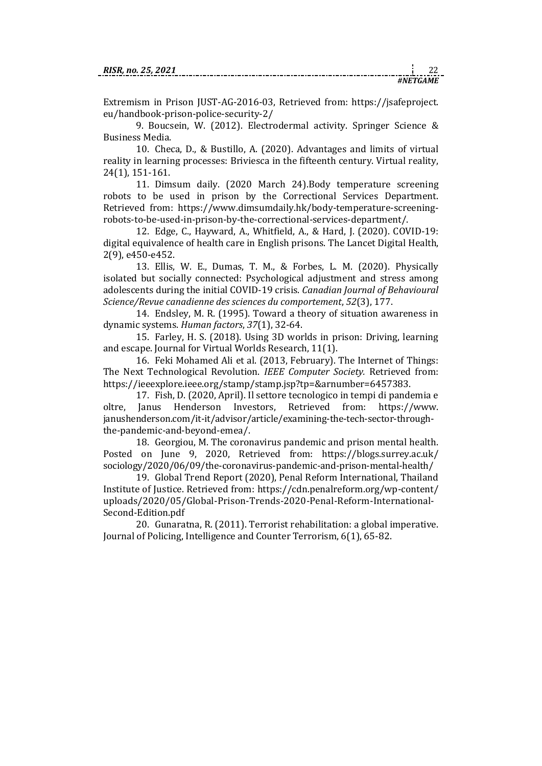Extremism in Prison JUST-AG-2016-03, Retrieved from: https://jsafeproject.eu/handbook-prison-police-security-2/

9. Boucsein, W. (2012). Electrodermal activity. Springer Science & Business Media.

10. Checa, D., & Bustillo, A. (2020). Advantages and limits of virtual reality in learning processes: Briviesca in the fifteenth century. Virtual reality, 24(1), 151-161.

11. Dimsum daily. (2020 March 24).Body temperature screening robots to be used in prison by the Correctional Services Department. Retrieved from: https://www.dimsumdaily.hk/body-temperature-screening-robots-to-be-used-in-prison-by-the-correctional-services-department/.

12. Edge, C., Hayward, A., Whitfield, A., & Hard, J. (2020). COVID-19: digital equivalence of health care in English prisons. The Lancet Digital Health, 2(9), e450-e452.

13. Ellis, W. E., Dumas, T. M., & Forbes, L. M. (2020). Physically isolated but socially connected: Psychological adjustment and stress among adolescents during the initial COVID-19 crisis. *Canadian Journal of Behavioural Science/Revue canadienne des sciences du comportement*, *52*(3), 177.

14. Endsley, M. R. (1995). Toward a theory of situation awareness in dynamic systems. *Human factors*, *37*(1), 32-64.

15. Farley, H. S. (2018). Using 3D worlds in prison: Driving, learning and escape. Journal for Virtual Worlds Research, 11(1).

16. Feki Mohamed Ali et al. (2013, February). The Internet of Things: The Next Technological Revolution. *IEEE Computer Society.* Retrieved from: https://ieeexplore.ieee.org/stamp/stamp.jsp?tp=&arnumber=6457383.

17. Fish, D. (2020, April). Il settore tecnologico in tempi di pandemia e oltre, Janus Henderson Investors, Retrieved from: https://www.janushenderson.com/it-it/advisor/article/examining-the-tech-sector-through-the-pandemic-and-beyond-emea/.

18. Georgiou, M. The coronavirus pandemic and prison mental health. Posted on June 9, 2020, Retrieved from: https://blogs.surrey.ac.uk/sociology/2020/06/09/the-coronavirus-pandemic-and-prison-mental-health/

19. Global Trend Report (2020), Penal Reform International, Thailand Institute of Justice. Retrieved from: https://cdn.penalreform.org/wp-content/uploads/2020/05/Global-Prison-Trends-2020-Penal-Reform-International-Second-Edition.pdf

20. Gunaratna, R. (2011). Terrorist rehabilitation: a global imperative. Journal of Policing, Intelligence and Counter Terrorism, 6(1), 65-82.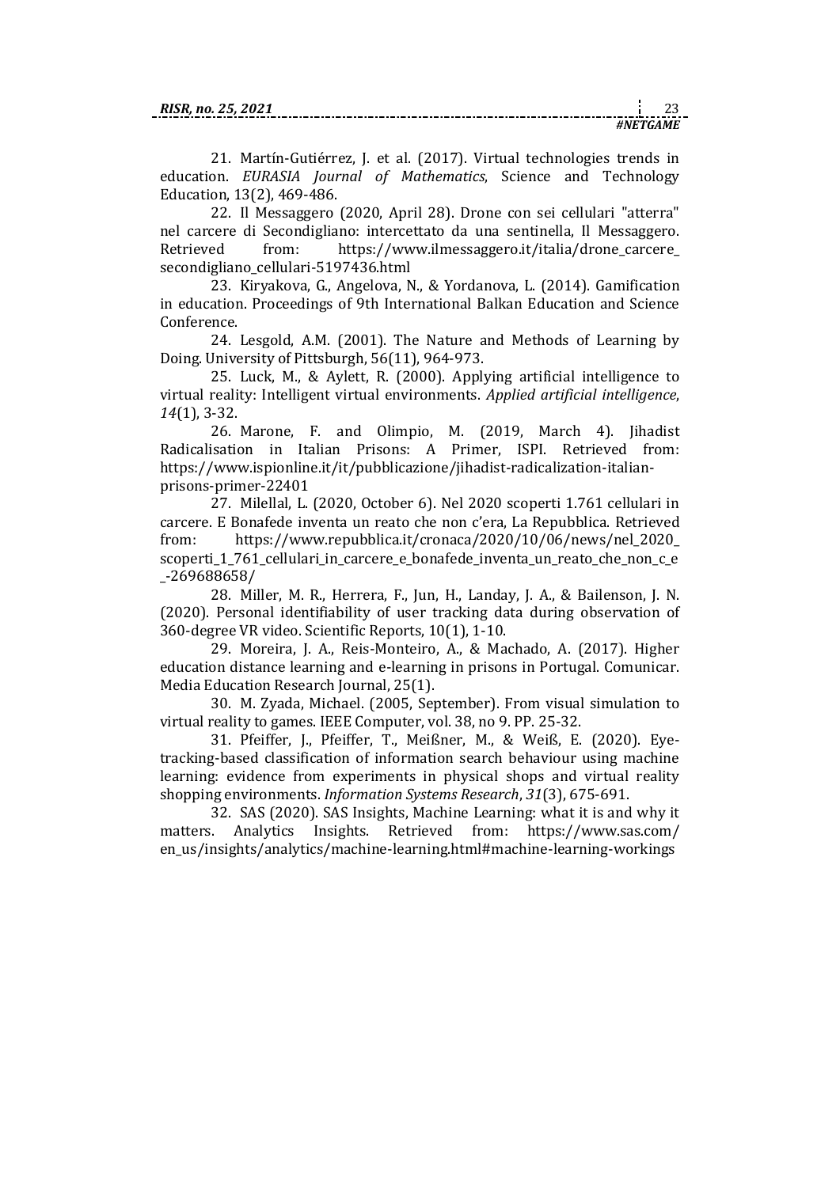21. Martín-Gutiérrez, J. et al. (2017). Virtual technologies trends in education. *EURASIA Journal of Mathematics*, Science and Technology Education, 13(2), 469-486.

22. Il Messaggero (2020, April 28). Drone con sei cellulari "atterra" nel carcere di Secondigliano: intercettato da una sentinella, Il Messaggero. Retrieved from: https://www.ilmessaggero.it/italia/drone_carcere_secondigliano_cellulari-5197436.html

23. Kiryakova, G., Angelova, N., & Yordanova, L. (2014). Gamification in education. Proceedings of 9th International Balkan Education and Science Conference.

24. Lesgold, A.M. (2001). The Nature and Methods of Learning by Doing. University of Pittsburgh, 56(11), 964-973.

25. Luck, M., & Aylett, R. (2000). Applying artificial intelligence to virtual reality: Intelligent virtual environments. *Applied artificial intelligence*, *14*(1), 3-32.

26. Marone, F. and Olimpio, M. (2019, March 4). Jihadist Radicalisation in Italian Prisons: A Primer, ISPI. Retrieved from: https://www.ispionline.it/it/pubblicazione/jihadist-radicalization-italian-prisons-primer-22401

27. Milellal, L. (2020, October 6). Nel 2020 scoperti 1.761 cellulari in carcere. E Bonafede inventa un reato che non c'era, La Repubblica. Retrieved from: https://www.repubblica.it/cronaca/2020/10/06/news/nel_2020_scoperti_1_761_cellulari_in_carcere_e_bonafede_inventa_un_reato_che_non_c_e_-269688658/

28. Miller, M. R., Herrera, F., Jun, H., Landay, J. A., & Bailenson, J. N. (2020). Personal identifiability of user tracking data during observation of 360-degree VR video. Scientific Reports, 10(1), 1-10.

29. Moreira, J. A., Reis-Monteiro, A., & Machado, A. (2017). Higher education distance learning and e-learning in prisons in Portugal. Comunicar. Media Education Research Journal, 25(1).

30. M. Zyada, Michael. (2005, September). From visual simulation to virtual reality to games. IEEE Computer, vol. 38, no 9. PP. 25-32.

31. Pfeiffer, J., Pfeiffer, T., Meißner, M., & Weiß, E. (2020). Eye-tracking-based classification of information search behaviour using machine learning: evidence from experiments in physical shops and virtual reality shopping environments. *Information Systems Research*, *31*(3), 675-691.

32. SAS (2020). SAS Insights, Machine Learning: what it is and why it matters. Analytics Insights. Retrieved from: https://www.sas.com/en_us/insights/analytics/machine-learning.html#machine-learning-workings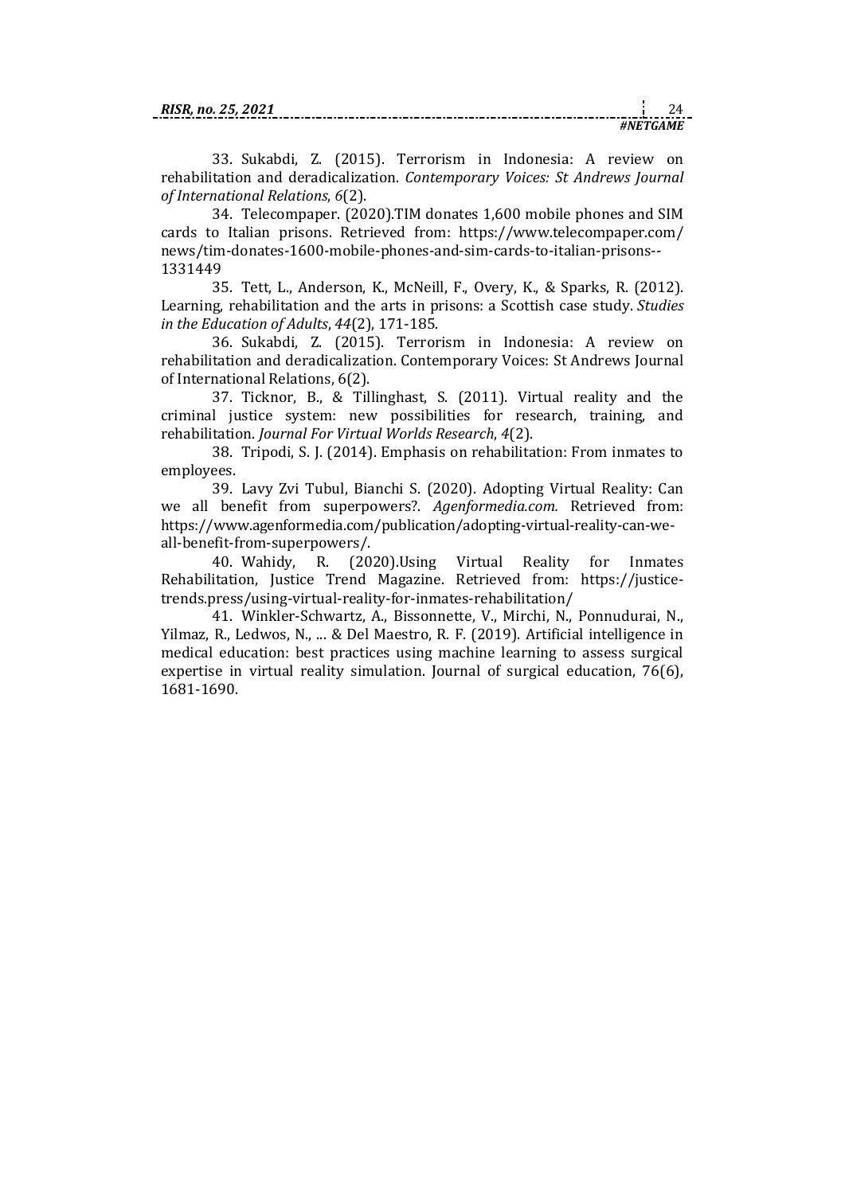33. Sukabdi, Z. (2015). Terrorism in Indonesia: A review on rehabilitation and deradicalization. *Contemporary Voices: St Andrews Journal of International Relations*, *6*(2).

34. Telecompaper. (2020).TIM donates 1,600 mobile phones and SIM cards to Italian prisons. Retrieved from: https://www.telecompaper.com/news/tim-donates-1600-mobile-phones-and-sim-cards-to-italian-prisons--1331449

35. Tett, L., Anderson, K., McNeill, F., Overy, K., & Sparks, R. (2012). Learning, rehabilitation and the arts in prisons: a Scottish case study. *Studies in the Education of Adults*, *44*(2), 171-185.

36. Sukabdi, Z. (2015). Terrorism in Indonesia: A review on rehabilitation and deradicalization. Contemporary Voices: St Andrews Journal of International Relations, 6(2).

37. Ticknor, B., & Tillinghast, S. (2011). Virtual reality and the criminal justice system: new possibilities for research, training, and rehabilitation. *Journal For Virtual Worlds Research*, *4*(2).

38. Tripodi, S. J. (2014). Emphasis on rehabilitation: From inmates to employees.

39. Lavy Zvi Tubul, Bianchi S. (2020). Adopting Virtual Reality: Can we all benefit from superpowers?. *Agenformedia.com.* Retrieved from: https://www.agenformedia.com/publication/adopting-virtual-reality-can-we-all-benefit-from-superpowers/.

40. Wahidy, R. (2020).Using Virtual Reality for Inmates Rehabilitation, Justice Trend Magazine. Retrieved from: https://justice-trends.press/using-virtual-reality-for-inmates-rehabilitation/

41. Winkler-Schwartz, A., Bissonnette, V., Mirchi, N., Ponnudurai, N., Yilmaz, R., Ledwos, N., ... & Del Maestro, R. F. (2019). Artificial intelligence in medical education: best practices using machine learning to assess surgical expertise in virtual reality simulation. Journal of surgical education, 76(6), 1681-1690.